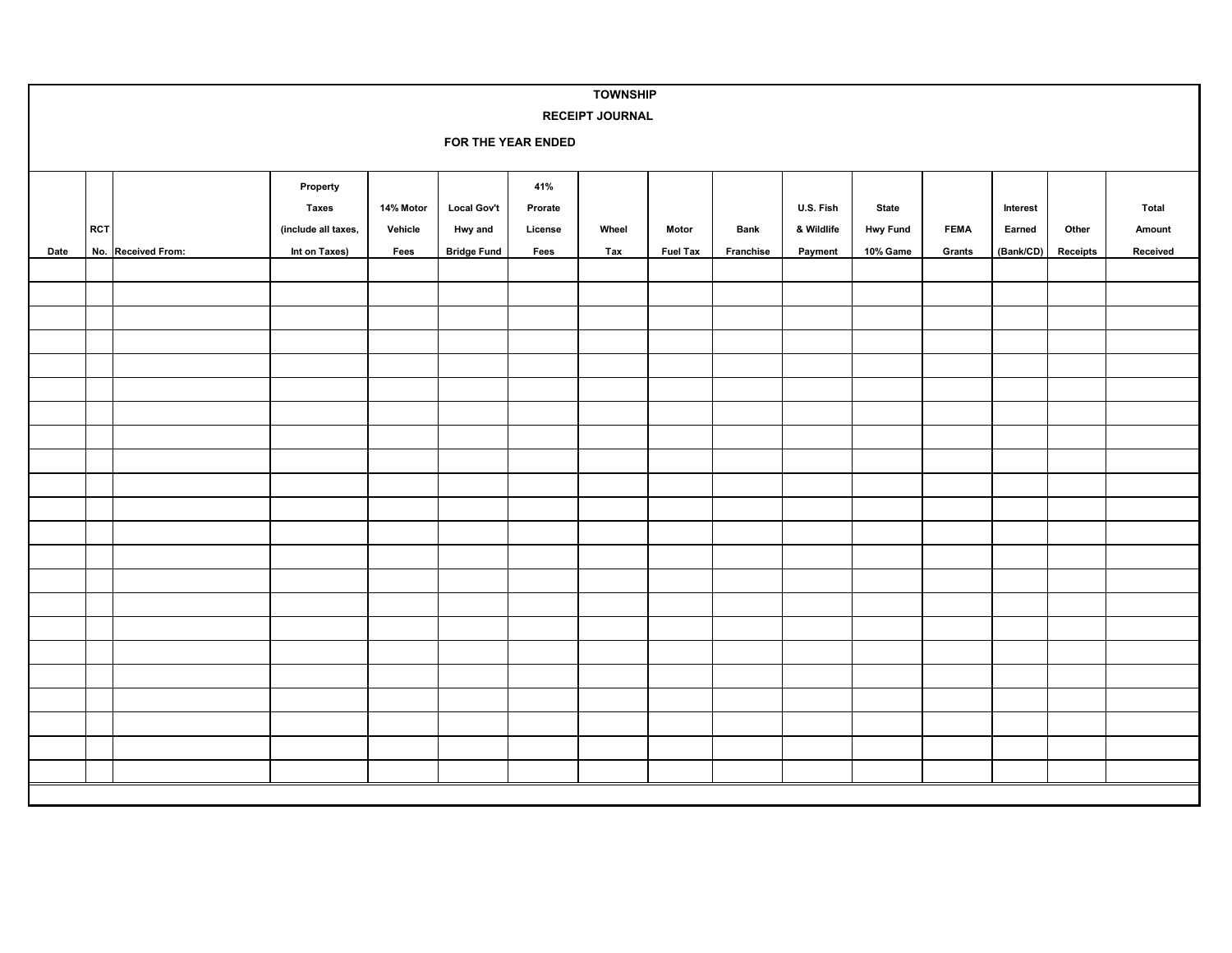# TOWNSHIP

## RECEIPT JOURNAL

### FOR THE YEAR ENDED

| Date | RCT No. | Received From: | Property Taxes (include all taxes, Int on Taxes) | 14% Motor Vehicle Fees | Local Gov't Hwy and Bridge Fund | 41% Prorate License Fees | Wheel Tax | Motor Fuel Tax | Bank Franchise | U.S. Fish & Wildlife Payment | State Hwy Fund 10% Game | FEMA Grants | Interest Earned (Bank/CD) | Other Receipts | Total Amount Received |
|---|---|---|---|---|---|---|---|---|---|---|---|---|---|---|---|
| | | | | | | | | | | | | | | | |
| | | | | | | | | | | | | | | | |
| | | | | | | | | | | | | | | | |
| | | | | | | | | | | | | | | | |
| | | | | | | | | | | | | | | | |
| | | | | | | | | | | | | | | | |
| | | | | | | | | | | | | | | | |
| | | | | | | | | | | | | | | | |
| | | | | | | | | | | | | | | | |
| | | | | | | | | | | | | | | | |
| | | | | | | | | | | | | | | | |
| | | | | | | | | | | | | | | | |
| | | | | | | | | | | | | | | | |
| | | | | | | | | | | | | | | | |
| | | | | | | | | | | | | | | | |
| | | | | | | | | | | | | | | | |
| | | | | | | | | | | | | | | | |
| | | | | | | | | | | | | | | | |
| | | | | | | | | | | | | | | | |
| | | | | | | | | | | | | | | | |
| | | | | | | | | | | | | | | | |
| | | | | | | | | | | | | | | | |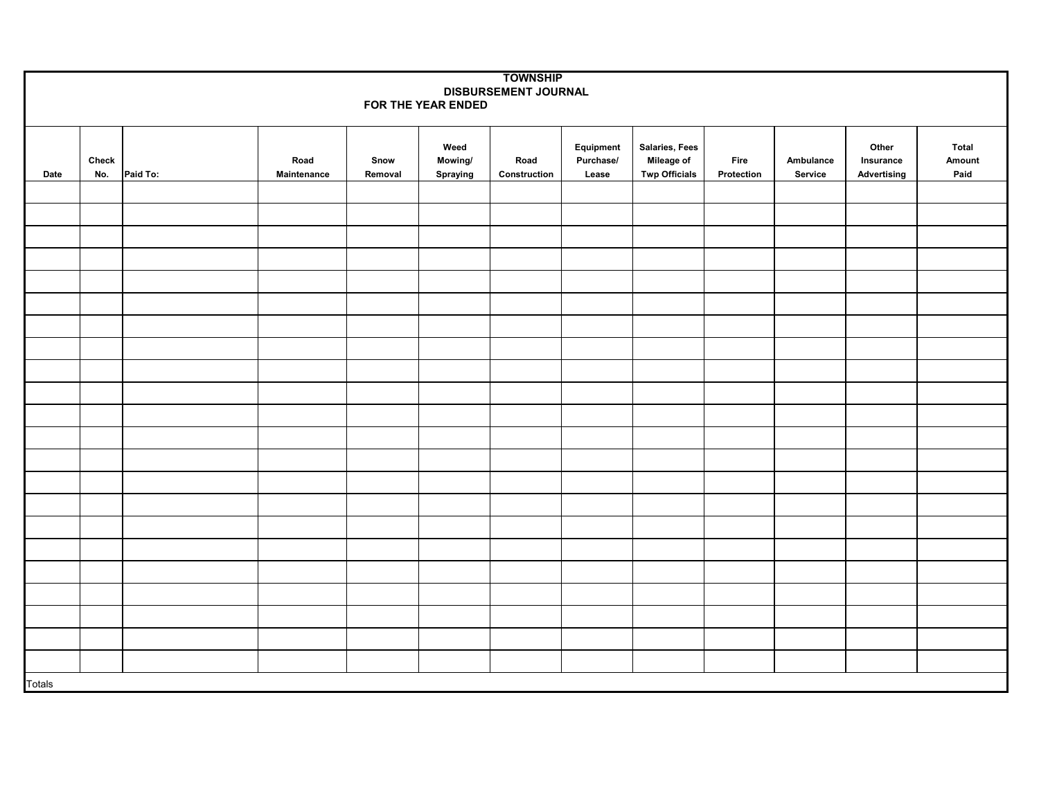**TOWNSHIP**
**DISBURSEMENT JOURNAL**
**FOR THE YEAR ENDED**

| Date | Check No. | Paid To: | Road Maintenance | Snow Removal | Weed Mowing/ Spraying | Road Construction | Equipment Purchase/ Lease | Salaries, Fees Mileage of Twp Officials | Fire Protection | Ambulance Service | Other Insurance Advertising | Total Amount Paid |
|---|---|---|---|---|---|---|---|---|---|---|---|---|
| | | | | | | | | | | | | |
| | | | | | | | | | | | | |
| | | | | | | | | | | | | |
| | | | | | | | | | | | | |
| | | | | | | | | | | | | |
| | | | | | | | | | | | | |
| | | | | | | | | | | | | |
| | | | | | | | | | | | | |
| | | | | | | | | | | | | |
| | | | | | | | | | | | | |
| | | | | | | | | | | | | |
| | | | | | | | | | | | | |
| | | | | | | | | | | | | |
| | | | | | | | | | | | | |
| | | | | | | | | | | | | |
| | | | | | | | | | | | | |
| | | | | | | | | | | | | |
| | | | | | | | | | | | | |
| | | | | | | | | | | | | |
| | | | | | | | | | | | | |
| | | | | | | | | | | | | |
| | | | | | | | | | | | | |
| Totals | | | | | | | | | | | | |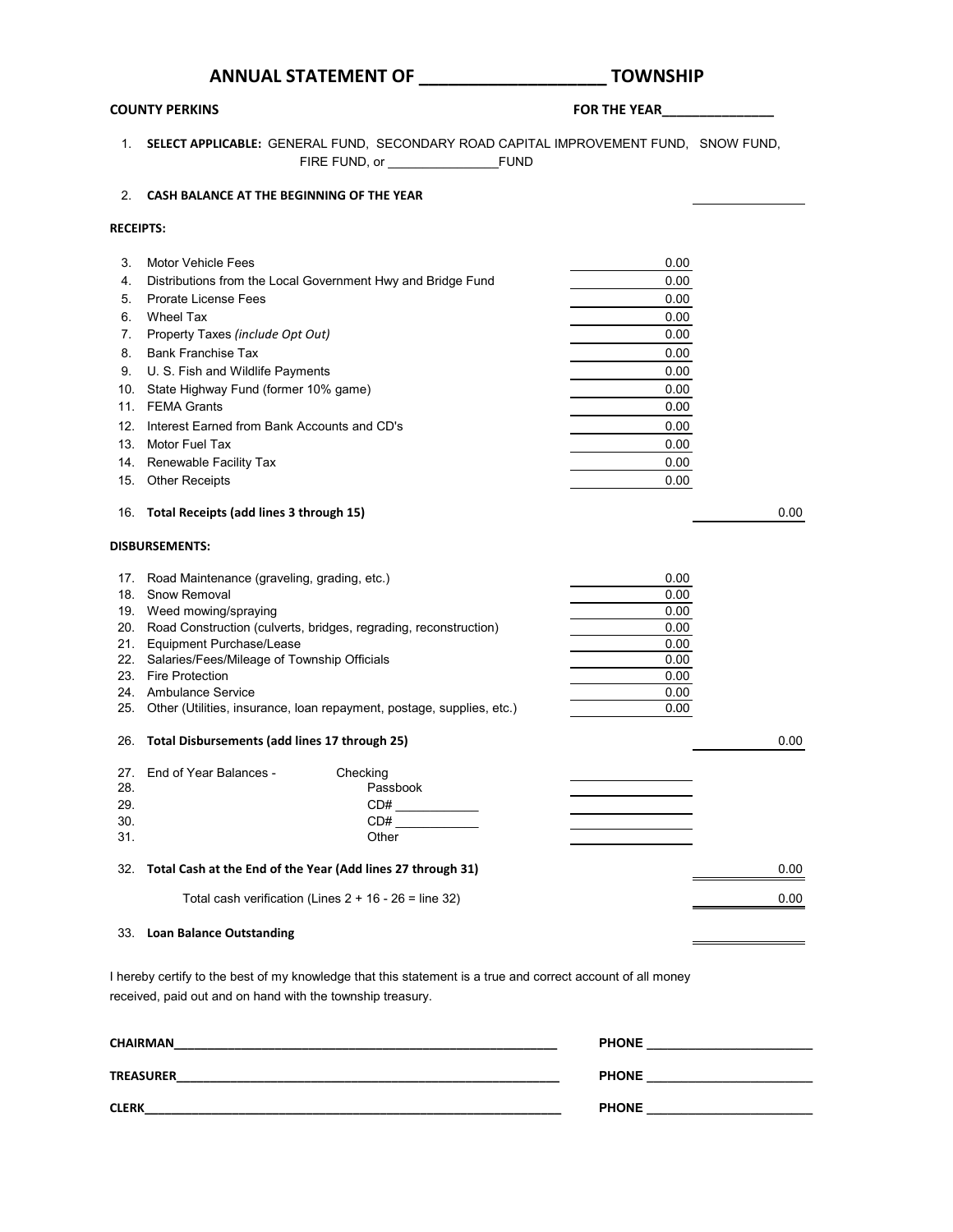# ANNUAL STATEMENT OF ____________________ TOWNSHIP

**COUNTY PERKINS** **FOR THE YEAR_______________**

1. **SELECT APPLICABLE:** GENERAL FUND, SECONDARY ROAD CAPITAL IMPROVEMENT FUND, SNOW FUND, FIRE FUND, or ________________FUND

2. **CASH BALANCE AT THE BEGINNING OF THE YEAR** ________________

**RECEIPTS:**

| | | | |
|---|---|---|---|
| 3. | Motor Vehicle Fees | 0.00 | |
| 4. | Distributions from the Local Government Hwy and Bridge Fund | 0.00 | |
| 5. | Prorate License Fees | 0.00 | |
| 6. | Wheel Tax | 0.00 | |
| 7. | Property Taxes *(include Opt Out)* | 0.00 | |
| 8. | Bank Franchise Tax | 0.00 | |
| 9. | U. S. Fish and Wildlife Payments | 0.00 | |
| 10. | State Highway Fund (former 10% game) | 0.00 | |
| 11. | FEMA Grants | 0.00 | |
| 12. | Interest Earned from Bank Accounts and CD's | 0.00 | |
| 13. | Motor Fuel Tax | 0.00 | |
| 14. | Renewable Facility Tax | 0.00 | |
| 15. | Other Receipts | 0.00 | |
| 16. | **Total Receipts (add lines 3 through 15)** | | 0.00 |

**DISBURSEMENTS:**

| | | | |
|---|---|---|---|
| 17. | Road Maintenance (graveling, grading, etc.) | 0.00 | |
| 18. | Snow Removal | 0.00 | |
| 19. | Weed mowing/spraying | 0.00 | |
| 20. | Road Construction (culverts, bridges, regrading, reconstruction) | 0.00 | |
| 21. | Equipment Purchase/Lease | 0.00 | |
| 22. | Salaries/Fees/Mileage of Township Officials | 0.00 | |
| 23. | Fire Protection | 0.00 | |
| 24. | Ambulance Service | 0.00 | |
| 25. | Other (Utilities, insurance, loan repayment, postage, supplies, etc.) | 0.00 | |
| 26. | **Total Disbursements (add lines 17 through 25)** | | 0.00 |

| | | | |
|---|---|---|---|
| 27. | End of Year Balances - Checking | | |
| 28. | Passbook | | |
| 29. | CD# ____________ | | |
| 30. | CD# ____________ | | |
| 31. | Other | | |
| 32. | **Total Cash at the End of the Year (Add lines 27 through 31)** | | 0.00 |
| | Total cash verification (Lines 2 + 16 - 26 = line 32) | | 0.00 |
| 33. | **Loan Balance Outstanding** | | |

I hereby certify to the best of my knowledge that this statement is a true and correct account of all money received, paid out and on hand with the township treasury.

**CHAIRMAN**____________________________________________ **PHONE** ________________________

**TREASURER**__________________________________________ **PHONE** ________________________

**CLERK**______________________________________________ **PHONE** ________________________